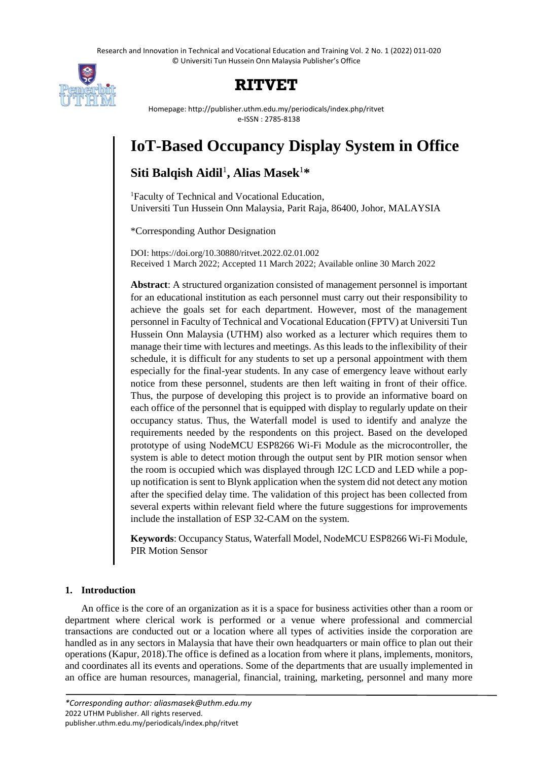# IoT-Based Occupancy Display System in Office

**Siti Balqish Aidil**[1], **Alias Masek**[1]*

[1]Faculty of Technical and Vocational Education,
Universiti Tun Hussein Onn Malaysia, Parit Raja, 86400, Johor, MALAYSIA

*Corresponding Author Designation

DOI: https://doi.org/10.30880/ritvet.2022.02.01.002
Received 1 March 2022; Accepted 11 March 2022; Available online 30 March 2022

**Abstract**: A structured organization consisted of management personnel is important for an educational institution as each personnel must carry out their responsibility to achieve the goals set for each department. However, most of the management personnel in Faculty of Technical and Vocational Education (FPTV) at Universiti Tun Hussein Onn Malaysia (UTHM) also worked as a lecturer which requires them to manage their time with lectures and meetings. As this leads to the inflexibility of their schedule, it is difficult for any students to set up a personal appointment with them especially for the final-year students. In any case of emergency leave without early notice from these personnel, students are then left waiting in front of their office. Thus, the purpose of developing this project is to provide an informative board on each office of the personnel that is equipped with display to regularly update on their occupancy status. Thus, the Waterfall model is used to identify and analyze the requirements needed by the respondents on this project. Based on the developed prototype of using NodeMCU ESP8266 Wi-Fi Module as the microcontroller, the system is able to detect motion through the output sent by PIR motion sensor when the room is occupied which was displayed through I2C LCD and LED while a pop-up notification is sent to Blynk application when the system did not detect any motion after the specified delay time. The validation of this project has been collected from several experts within relevant field where the future suggestions for improvements include the installation of ESP 32-CAM on the system.

**Keywords**: Occupancy Status, Waterfall Model, NodeMCU ESP8266 Wi-Fi Module, PIR Motion Sensor

## 1. Introduction

An office is the core of an organization as it is a space for business activities other than a room or department where clerical work is performed or a venue where professional and commercial transactions are conducted out or a location where all types of activities inside the corporation are handled as in any sectors in Malaysia that have their own headquarters or main office to plan out their operations (Kapur, 2018).The office is defined as a location from where it plans, implements, monitors, and coordinates all its events and operations. Some of the departments that are usually implemented in an office are human resources, managerial, financial, training, marketing, personnel and many more

*Corresponding author: aliasmasek@uthm.edu.my
2022 UTHM Publisher. All rights reserved.
publisher.uthm.edu.my/periodicals/index.php/ritvet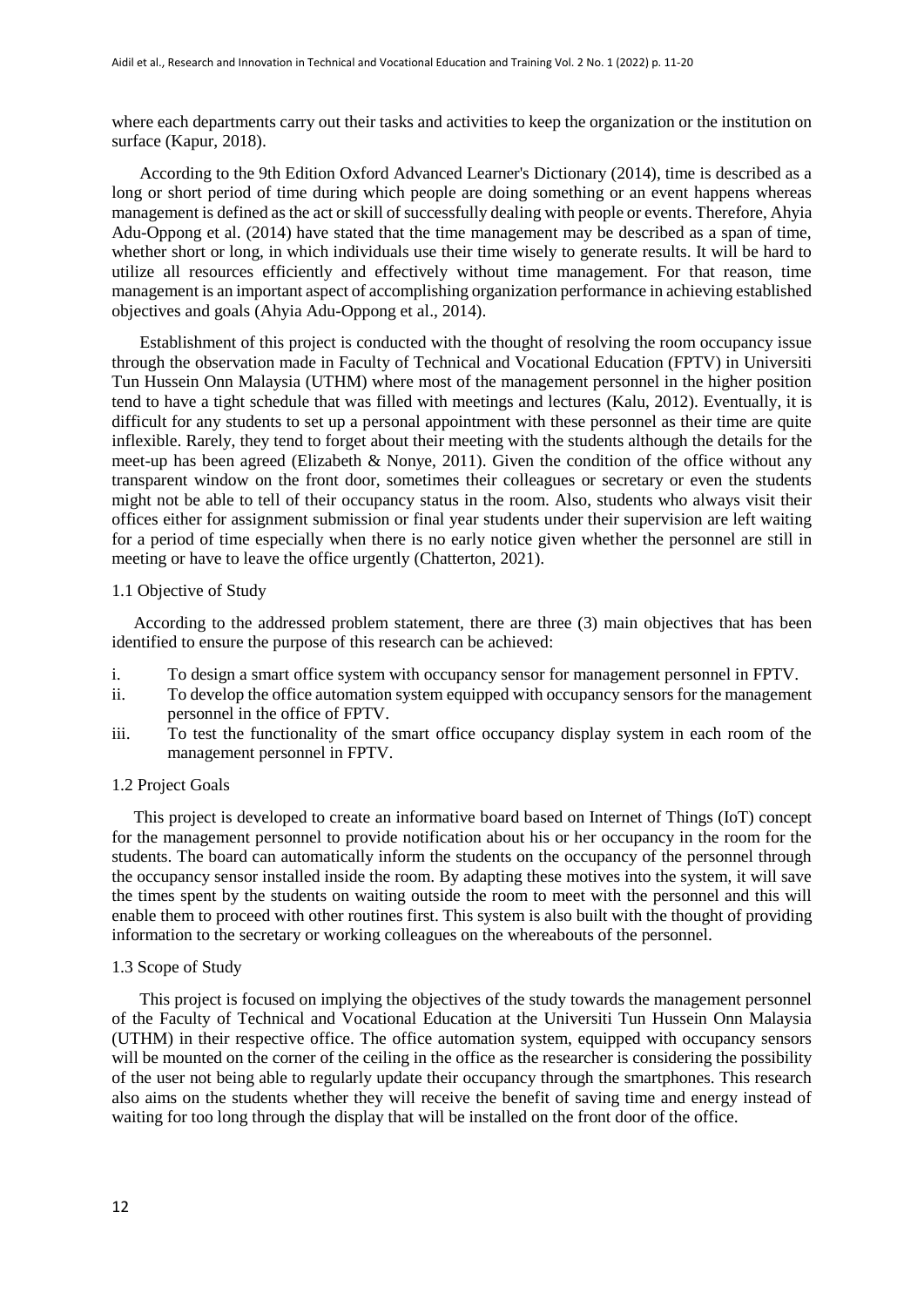where each departments carry out their tasks and activities to keep the organization or the institution on surface (Kapur, 2018).

According to the 9th Edition Oxford Advanced Learner's Dictionary (2014), time is described as a long or short period of time during which people are doing something or an event happens whereas management is defined as the act or skill of successfully dealing with people or events. Therefore, Ahyia Adu-Oppong et al. (2014) have stated that the time management may be described as a span of time, whether short or long, in which individuals use their time wisely to generate results. It will be hard to utilize all resources efficiently and effectively without time management. For that reason, time management is an important aspect of accomplishing organization performance in achieving established objectives and goals (Ahyia Adu-Oppong et al., 2014).

Establishment of this project is conducted with the thought of resolving the room occupancy issue through the observation made in Faculty of Technical and Vocational Education (FPTV) in Universiti Tun Hussein Onn Malaysia (UTHM) where most of the management personnel in the higher position tend to have a tight schedule that was filled with meetings and lectures (Kalu, 2012). Eventually, it is difficult for any students to set up a personal appointment with these personnel as their time are quite inflexible. Rarely, they tend to forget about their meeting with the students although the details for the meet-up has been agreed (Elizabeth & Nonye, 2011). Given the condition of the office without any transparent window on the front door, sometimes their colleagues or secretary or even the students might not be able to tell of their occupancy status in the room. Also, students who always visit their offices either for assignment submission or final year students under their supervision are left waiting for a period of time especially when there is no early notice given whether the personnel are still in meeting or have to leave the office urgently (Chatterton, 2021).

### 1.1 Objective of Study

According to the addressed problem statement, there are three (3) main objectives that has been identified to ensure the purpose of this research can be achieved:

i. To design a smart office system with occupancy sensor for management personnel in FPTV.
ii. To develop the office automation system equipped with occupancy sensors for the management personnel in the office of FPTV.
iii. To test the functionality of the smart office occupancy display system in each room of the management personnel in FPTV.

### 1.2 Project Goals

This project is developed to create an informative board based on Internet of Things (IoT) concept for the management personnel to provide notification about his or her occupancy in the room for the students. The board can automatically inform the students on the occupancy of the personnel through the occupancy sensor installed inside the room. By adapting these motives into the system, it will save the times spent by the students on waiting outside the room to meet with the personnel and this will enable them to proceed with other routines first. This system is also built with the thought of providing information to the secretary or working colleagues on the whereabouts of the personnel.

### 1.3 Scope of Study

This project is focused on implying the objectives of the study towards the management personnel of the Faculty of Technical and Vocational Education at the Universiti Tun Hussein Onn Malaysia (UTHM) in their respective office. The office automation system, equipped with occupancy sensors will be mounted on the corner of the ceiling in the office as the researcher is considering the possibility of the user not being able to regularly update their occupancy through the smartphones. This research also aims on the students whether they will receive the benefit of saving time and energy instead of waiting for too long through the display that will be installed on the front door of the office.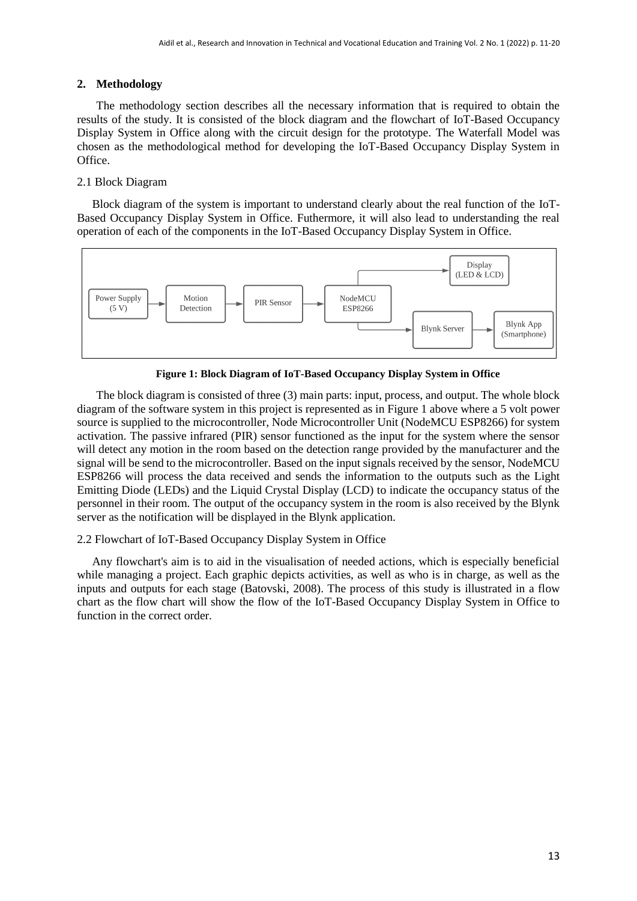## 2. Methodology

The methodology section describes all the necessary information that is required to obtain the results of the study. It is consisted of the block diagram and the flowchart of IoT-Based Occupancy Display System in Office along with the circuit design for the prototype. The Waterfall Model was chosen as the methodological method for developing the IoT-Based Occupancy Display System in Office.

### 2.1 Block Diagram

Block diagram of the system is important to understand clearly about the real function of the IoT-Based Occupancy Display System in Office. Futhermore, it will also lead to understanding the real operation of each of the components in the IoT-Based Occupancy Display System in Office.

**Figure 1: Block Diagram of IoT-Based Occupancy Display System in Office**

The block diagram is consisted of three (3) main parts: input, process, and output. The whole block diagram of the software system in this project is represented as in Figure 1 above where a 5 volt power source is supplied to the microcontroller, Node Microcontroller Unit (NodeMCU ESP8266) for system activation. The passive infrared (PIR) sensor functioned as the input for the system where the sensor will detect any motion in the room based on the detection range provided by the manufacturer and the signal will be send to the microcontroller. Based on the input signals received by the sensor, NodeMCU ESP8266 will process the data received and sends the information to the outputs such as the Light Emitting Diode (LEDs) and the Liquid Crystal Display (LCD) to indicate the occupancy status of the personnel in their room. The output of the occupancy system in the room is also received by the Blynk server as the notification will be displayed in the Blynk application.

### 2.2 Flowchart of IoT-Based Occupancy Display System in Office

Any flowchart's aim is to aid in the visualisation of needed actions, which is especially beneficial while managing a project. Each graphic depicts activities, as well as who is in charge, as well as the inputs and outputs for each stage (Batovski, 2008). The process of this study is illustrated in a flow chart as the flow chart will show the flow of the IoT-Based Occupancy Display System in Office to function in the correct order.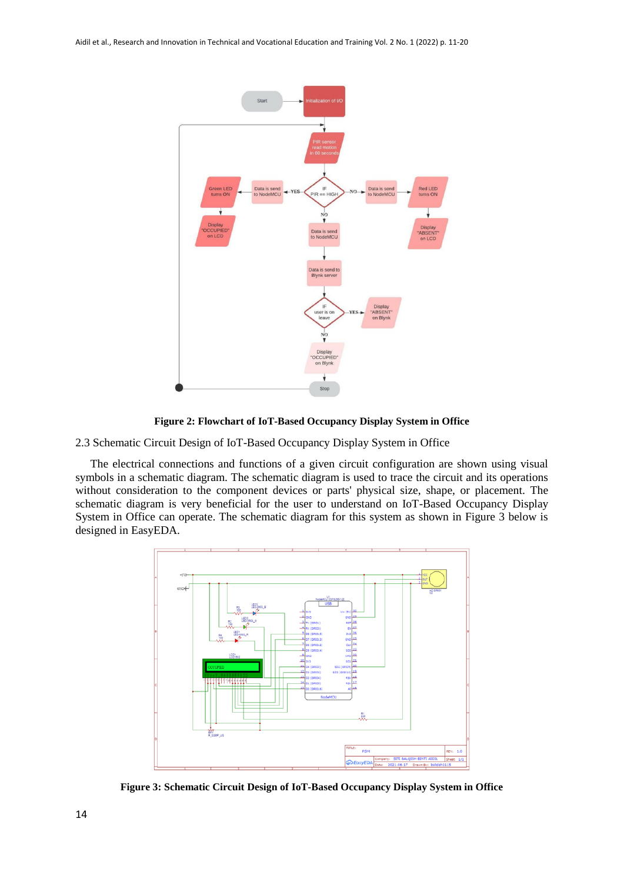**Figure 2: Flowchart of IoT-Based Occupancy Display System in Office**

2.3 Schematic Circuit Design of IoT-Based Occupancy Display System in Office

The electrical connections and functions of a given circuit configuration are shown using visual symbols in a schematic diagram. The schematic diagram is used to trace the circuit and its operations without consideration to the component devices or parts' physical size, shape, or placement. The schematic diagram is very beneficial for the user to understand on IoT-Based Occupancy Display System in Office can operate. The schematic diagram for this system as shown in Figure 3 below is designed in EasyEDA.

**Figure 3: Schematic Circuit Design of IoT-Based Occupancy Display System in Office**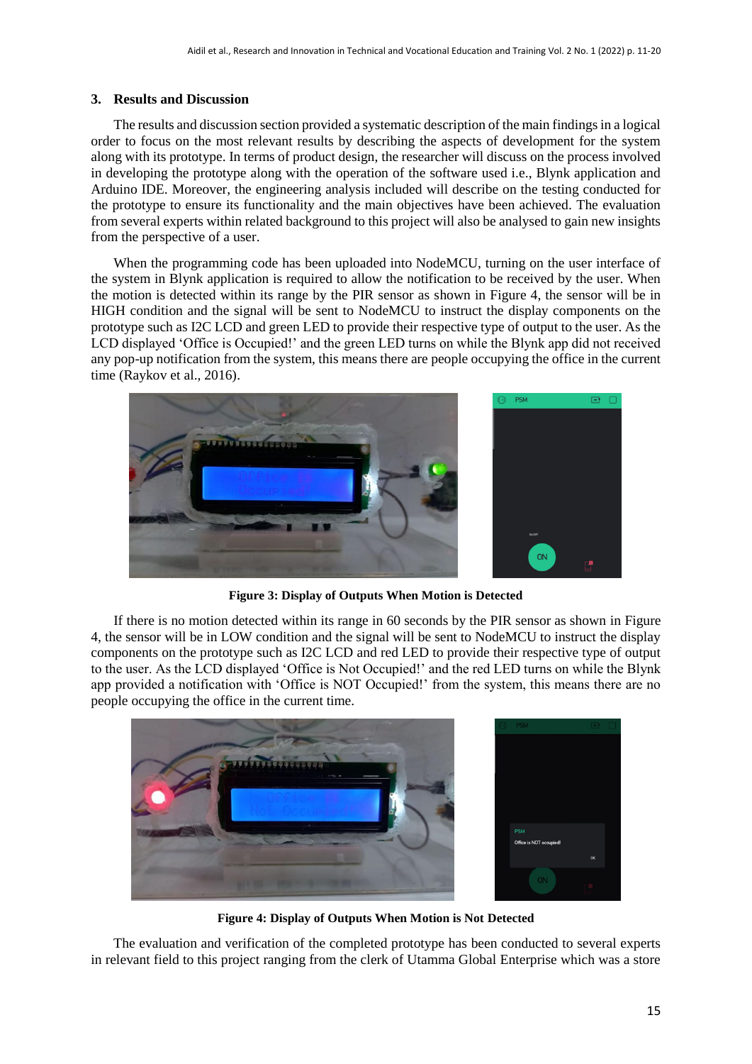## 3. Results and Discussion

The results and discussion section provided a systematic description of the main findings in a logical order to focus on the most relevant results by describing the aspects of development for the system along with its prototype. In terms of product design, the researcher will discuss on the process involved in developing the prototype along with the operation of the software used i.e., Blynk application and Arduino IDE. Moreover, the engineering analysis included will describe on the testing conducted for the prototype to ensure its functionality and the main objectives have been achieved. The evaluation from several experts within related background to this project will also be analysed to gain new insights from the perspective of a user.

When the programming code has been uploaded into NodeMCU, turning on the user interface of the system in Blynk application is required to allow the notification to be received by the user. When the motion is detected within its range by the PIR sensor as shown in Figure 4, the sensor will be in HIGH condition and the signal will be sent to NodeMCU to instruct the display components on the prototype such as I2C LCD and green LED to provide their respective type of output to the user. As the LCD displayed 'Office is Occupied!' and the green LED turns on while the Blynk app did not received any pop-up notification from the system, this means there are people occupying the office in the current time (Raykov et al., 2016).

**Figure 3: Display of Outputs When Motion is Detected**

If there is no motion detected within its range in 60 seconds by the PIR sensor as shown in Figure 4, the sensor will be in LOW condition and the signal will be sent to NodeMCU to instruct the display components on the prototype such as I2C LCD and red LED to provide their respective type of output to the user. As the LCD displayed 'Office is Not Occupied!' and the red LED turns on while the Blynk app provided a notification with 'Office is NOT Occupied!' from the system, this means there are no people occupying the office in the current time.

**Figure 4: Display of Outputs When Motion is Not Detected**

The evaluation and verification of the completed prototype has been conducted to several experts in relevant field to this project ranging from the clerk of Utamma Global Enterprise which was a store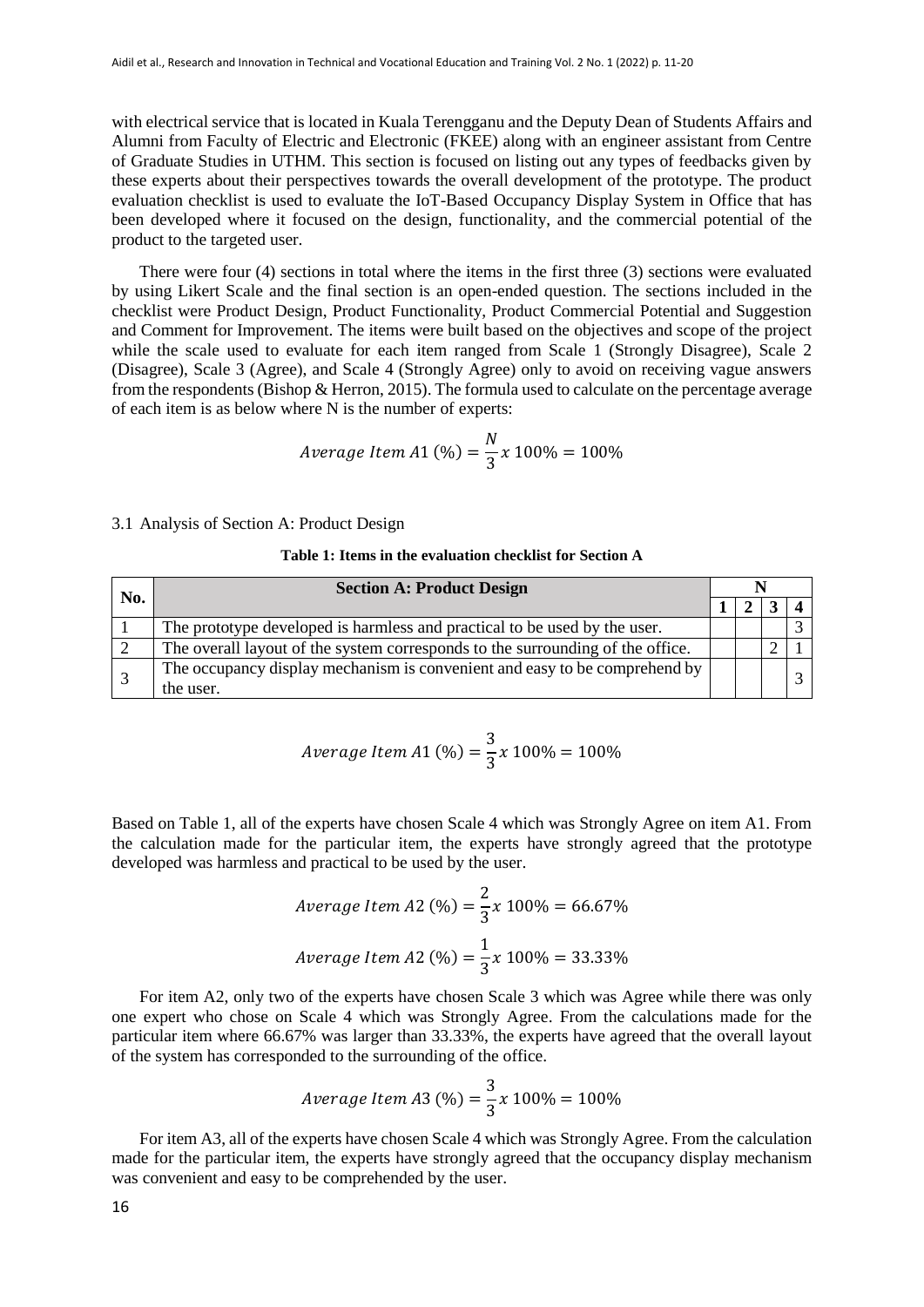with electrical service that is located in Kuala Terengganu and the Deputy Dean of Students Affairs and Alumni from Faculty of Electric and Electronic (FKEE) along with an engineer assistant from Centre of Graduate Studies in UTHM. This section is focused on listing out any types of feedbacks given by these experts about their perspectives towards the overall development of the prototype. The product evaluation checklist is used to evaluate the IoT-Based Occupancy Display System in Office that has been developed where it focused on the design, functionality, and the commercial potential of the product to the targeted user.

There were four (4) sections in total where the items in the first three (3) sections were evaluated by using Likert Scale and the final section is an open-ended question. The sections included in the checklist were Product Design, Product Functionality, Product Commercial Potential and Suggestion and Comment for Improvement. The items were built based on the objectives and scope of the project while the scale used to evaluate for each item ranged from Scale 1 (Strongly Disagree), Scale 2 (Disagree), Scale 3 (Agree), and Scale 4 (Strongly Agree) only to avoid on receiving vague answers from the respondents (Bishop & Herron, 2015). The formula used to calculate on the percentage average of each item is as below where N is the number of experts:

$$Average\ Item\ A1\ (\%) = \frac{N}{3}x\ 100\% = 100\%$$

### 3.1 Analysis of Section A: Product Design

**Table 1: Items in the evaluation checklist for Section A**

| No. | Section A: Product Design | N | | | |
|---|---|---|---|---|---|
| | | 1 | 2 | 3 | 4 |
| 1 | The prototype developed is harmless and practical to be used by the user. | | | | 3 |
| 2 | The overall layout of the system corresponds to the surrounding of the office. | | | 2 | 1 |
| 3 | The occupancy display mechanism is convenient and easy to be comprehend by the user. | | | | 3 |

$$Average\ Item\ A1\ (\%) = \frac{3}{3}x\ 100\% = 100\%$$

Based on Table 1, all of the experts have chosen Scale 4 which was Strongly Agree on item A1. From the calculation made for the particular item, the experts have strongly agreed that the prototype developed was harmless and practical to be used by the user.

$$Average\ Item\ A2\ (\%) = \frac{2}{3}x\ 100\% = 66.67\%$$

$$Average\ Item\ A2\ (\%) = \frac{1}{3}x\ 100\% = 33.33\%$$

For item A2, only two of the experts have chosen Scale 3 which was Agree while there was only one expert who chose on Scale 4 which was Strongly Agree. From the calculations made for the particular item where 66.67% was larger than 33.33%, the experts have agreed that the overall layout of the system has corresponded to the surrounding of the office.

$$Average\ Item\ A3\ (\%) = \frac{3}{3}x\ 100\% = 100\%$$

For item A3, all of the experts have chosen Scale 4 which was Strongly Agree. From the calculation made for the particular item, the experts have strongly agreed that the occupancy display mechanism was convenient and easy to be comprehended by the user.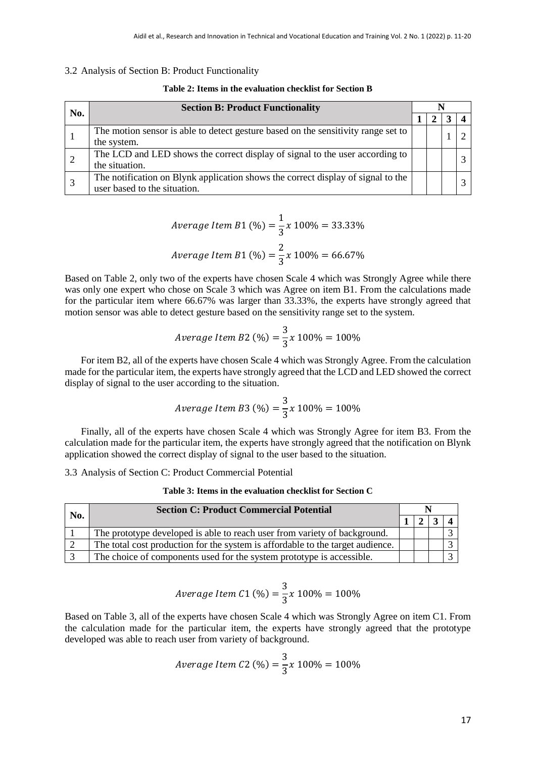### 3.2 Analysis of Section B: Product Functionality

**Table 2: Items in the evaluation checklist for Section B**

| No. | Section B: Product Functionality | N | | | |
|---|---|---|---|---|---|
| | | 1 | 2 | 3 | 4 |
| 1 | The motion sensor is able to detect gesture based on the sensitivity range set to the system. | | | 1 | 2 |
| 2 | The LCD and LED shows the correct display of signal to the user according to the situation. | | | | 3 |
| 3 | The notification on Blynk application shows the correct display of signal to the user based to the situation. | | | | 3 |

$$Average\ Item\ B1\ (\%) = \frac{1}{3} x\ 100\% = 33.33\%$$

$$Average\ Item\ B1\ (\%) = \frac{2}{3} x\ 100\% = 66.67\%$$

Based on Table 2, only two of the experts have chosen Scale 4 which was Strongly Agree while there was only one expert who chose on Scale 3 which was Agree on item B1. From the calculations made for the particular item where 66.67% was larger than 33.33%, the experts have strongly agreed that motion sensor was able to detect gesture based on the sensitivity range set to the system.

$$Average\ Item\ B2\ (\%) = \frac{3}{3} x\ 100\% = 100\%$$

For item B2, all of the experts have chosen Scale 4 which was Strongly Agree. From the calculation made for the particular item, the experts have strongly agreed that the LCD and LED showed the correct display of signal to the user according to the situation.

$$Average\ Item\ B3\ (\%) = \frac{3}{3} x\ 100\% = 100\%$$

Finally, all of the experts have chosen Scale 4 which was Strongly Agree for item B3. From the calculation made for the particular item, the experts have strongly agreed that the notification on Blynk application showed the correct display of signal to the user based to the situation.

### 3.3 Analysis of Section C: Product Commercial Potential

**Table 3: Items in the evaluation checklist for Section C**

| No. | Section C: Product Commercial Potential | N | | | |
|---|---|---|---|---|---|
| | | 1 | 2 | 3 | 4 |
| 1 | The prototype developed is able to reach user from variety of background. | | | | 3 |
| 2 | The total cost production for the system is affordable to the target audience. | | | | 3 |
| 3 | The choice of components used for the system prototype is accessible. | | | | 3 |

$$Average\ Item\ C1\ (\%) = \frac{3}{3} x\ 100\% = 100\%$$

Based on Table 3, all of the experts have chosen Scale 4 which was Strongly Agree on item C1. From the calculation made for the particular item, the experts have strongly agreed that the prototype developed was able to reach user from variety of background.

$$Average\ Item\ C2\ (\%) = \frac{3}{3} x\ 100\% = 100\%$$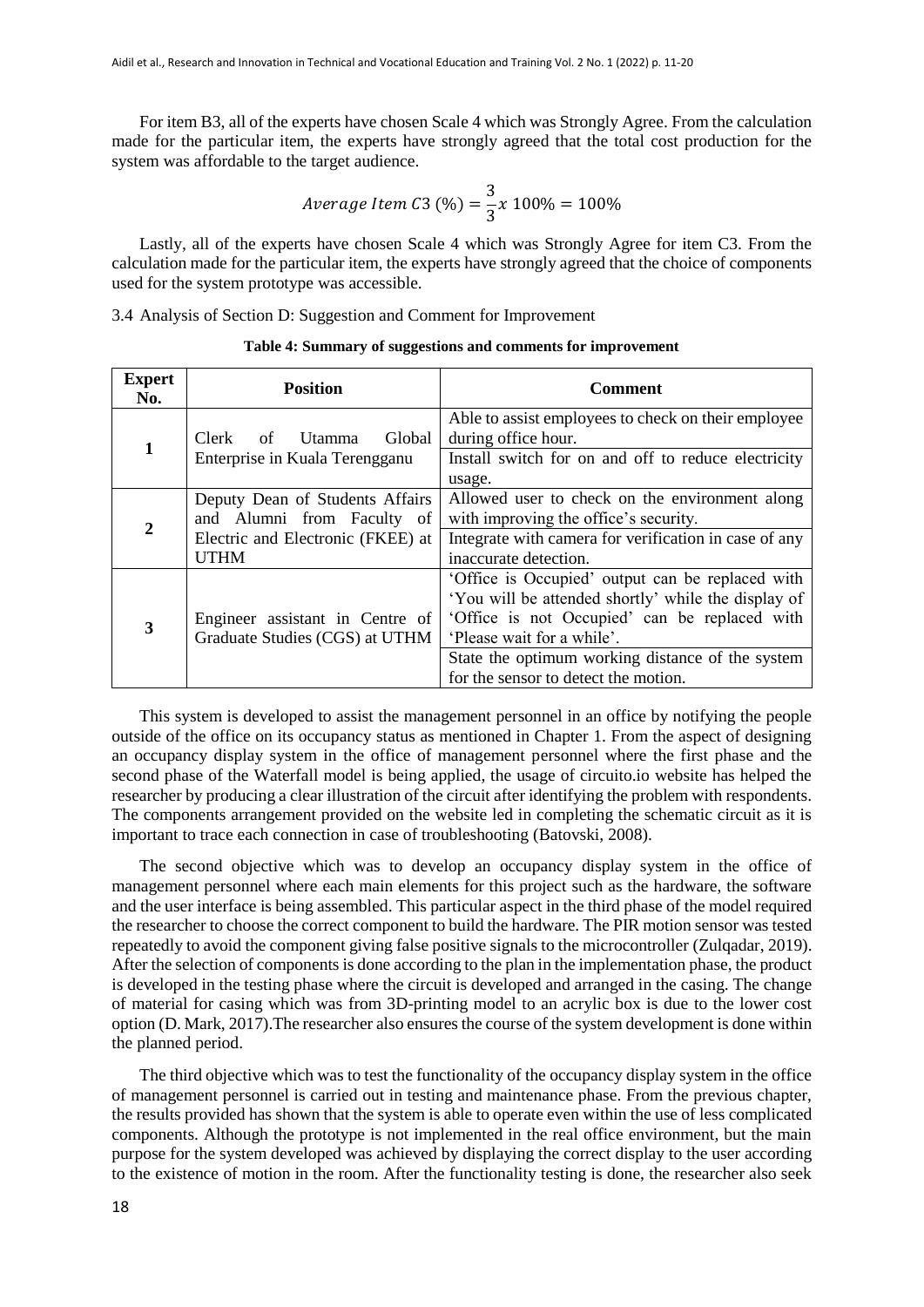For item B3, all of the experts have chosen Scale 4 which was Strongly Agree. From the calculation made for the particular item, the experts have strongly agreed that the total cost production for the system was affordable to the target audience.

$$Average\ Item\ C3\ (\%) = \frac{3}{3} x\ 100\% = 100\%$$

Lastly, all of the experts have chosen Scale 4 which was Strongly Agree for item C3. From the calculation made for the particular item, the experts have strongly agreed that the choice of components used for the system prototype was accessible.

3.4 Analysis of Section D: Suggestion and Comment for Improvement

**Table 4: Summary of suggestions and comments for improvement**

| Expert No. | Position | Comment |
|---|---|---|
| 1 | Clerk of Utamma Global Enterprise in Kuala Terengganu | Able to assist employees to check on their employee during office hour. |
| | | Install switch for on and off to reduce electricity usage. |
| 2 | Deputy Dean of Students Affairs and Alumni from Faculty of Electric and Electronic (FKEE) at UTHM | Allowed user to check on the environment along with improving the office's security. |
| | | Integrate with camera for verification in case of any inaccurate detection. |
| 3 | Engineer assistant in Centre of Graduate Studies (CGS) at UTHM | 'Office is Occupied' output can be replaced with 'You will be attended shortly' while the display of 'Office is not Occupied' can be replaced with 'Please wait for a while'. |
| | | State the optimum working distance of the system for the sensor to detect the motion. |

This system is developed to assist the management personnel in an office by notifying the people outside of the office on its occupancy status as mentioned in Chapter 1. From the aspect of designing an occupancy display system in the office of management personnel where the first phase and the second phase of the Waterfall model is being applied, the usage of circuito.io website has helped the researcher by producing a clear illustration of the circuit after identifying the problem with respondents. The components arrangement provided on the website led in completing the schematic circuit as it is important to trace each connection in case of troubleshooting (Batovski, 2008).

The second objective which was to develop an occupancy display system in the office of management personnel where each main elements for this project such as the hardware, the software and the user interface is being assembled. This particular aspect in the third phase of the model required the researcher to choose the correct component to build the hardware. The PIR motion sensor was tested repeatedly to avoid the component giving false positive signals to the microcontroller (Zulqadar, 2019). After the selection of components is done according to the plan in the implementation phase, the product is developed in the testing phase where the circuit is developed and arranged in the casing. The change of material for casing which was from 3D-printing model to an acrylic box is due to the lower cost option (D. Mark, 2017).The researcher also ensures the course of the system development is done within the planned period.

The third objective which was to test the functionality of the occupancy display system in the office of management personnel is carried out in testing and maintenance phase. From the previous chapter, the results provided has shown that the system is able to operate even within the use of less complicated components. Although the prototype is not implemented in the real office environment, but the main purpose for the system developed was achieved by displaying the correct display to the user according to the existence of motion in the room. After the functionality testing is done, the researcher also seek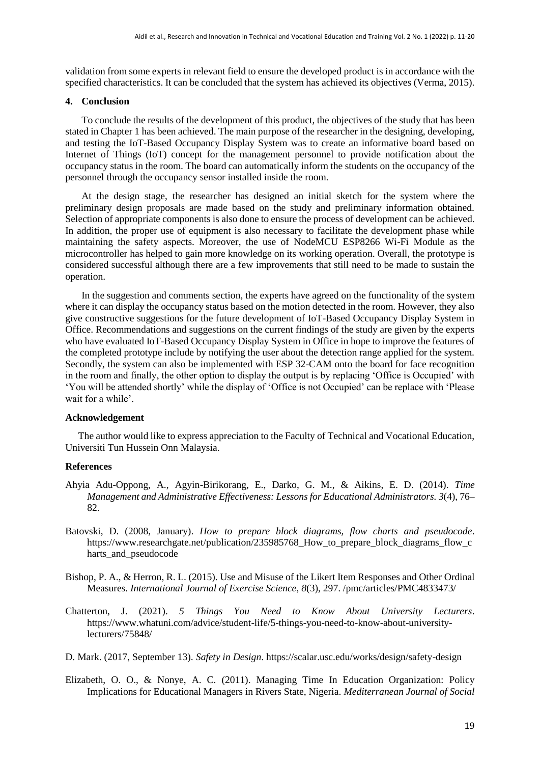validation from some experts in relevant field to ensure the developed product is in accordance with the specified characteristics. It can be concluded that the system has achieved its objectives (Verma, 2015).

## 4. Conclusion

To conclude the results of the development of this product, the objectives of the study that has been stated in Chapter 1 has been achieved. The main purpose of the researcher in the designing, developing, and testing the IoT-Based Occupancy Display System was to create an informative board based on Internet of Things (IoT) concept for the management personnel to provide notification about the occupancy status in the room. The board can automatically inform the students on the occupancy of the personnel through the occupancy sensor installed inside the room.

At the design stage, the researcher has designed an initial sketch for the system where the preliminary design proposals are made based on the study and preliminary information obtained. Selection of appropriate components is also done to ensure the process of development can be achieved. In addition, the proper use of equipment is also necessary to facilitate the development phase while maintaining the safety aspects. Moreover, the use of NodeMCU ESP8266 Wi-Fi Module as the microcontroller has helped to gain more knowledge on its working operation. Overall, the prototype is considered successful although there are a few improvements that still need to be made to sustain the operation.

In the suggestion and comments section, the experts have agreed on the functionality of the system where it can display the occupancy status based on the motion detected in the room. However, they also give constructive suggestions for the future development of IoT-Based Occupancy Display System in Office. Recommendations and suggestions on the current findings of the study are given by the experts who have evaluated IoT-Based Occupancy Display System in Office in hope to improve the features of the completed prototype include by notifying the user about the detection range applied for the system. Secondly, the system can also be implemented with ESP 32-CAM onto the board for face recognition in the room and finally, the other option to display the output is by replacing 'Office is Occupied' with 'You will be attended shortly' while the display of 'Office is not Occupied' can be replace with 'Please wait for a while'.

## Acknowledgement

The author would like to express appreciation to the Faculty of Technical and Vocational Education, Universiti Tun Hussein Onn Malaysia.

## References

Ahyia Adu-Oppong, A., Agyin-Birikorang, E., Darko, G. M., & Aikins, E. D. (2014). *Time Management and Administrative Effectiveness: Lessons for Educational Administrators. 3*(4), 76–82.

Batovski, D. (2008, January). *How to prepare block diagrams, flow charts and pseudocode*. https://www.researchgate.net/publication/235985768_How_to_prepare_block_diagrams_flow_charts_and_pseudocode

Bishop, P. A., & Herron, R. L. (2015). Use and Misuse of the Likert Item Responses and Other Ordinal Measures. *International Journal of Exercise Science*, *8*(3), 297. /pmc/articles/PMC4833473/

Chatterton, J. (2021). *5 Things You Need to Know About University Lecturers*. https://www.whatuni.com/advice/student-life/5-things-you-need-to-know-about-university-lecturers/75848/

D. Mark. (2017, September 13). *Safety in Design*. https://scalar.usc.edu/works/design/safety-design

Elizabeth, O. O., & Nonye, A. C. (2011). Managing Time In Education Organization: Policy Implications for Educational Managers in Rivers State, Nigeria. *Mediterranean Journal of Social*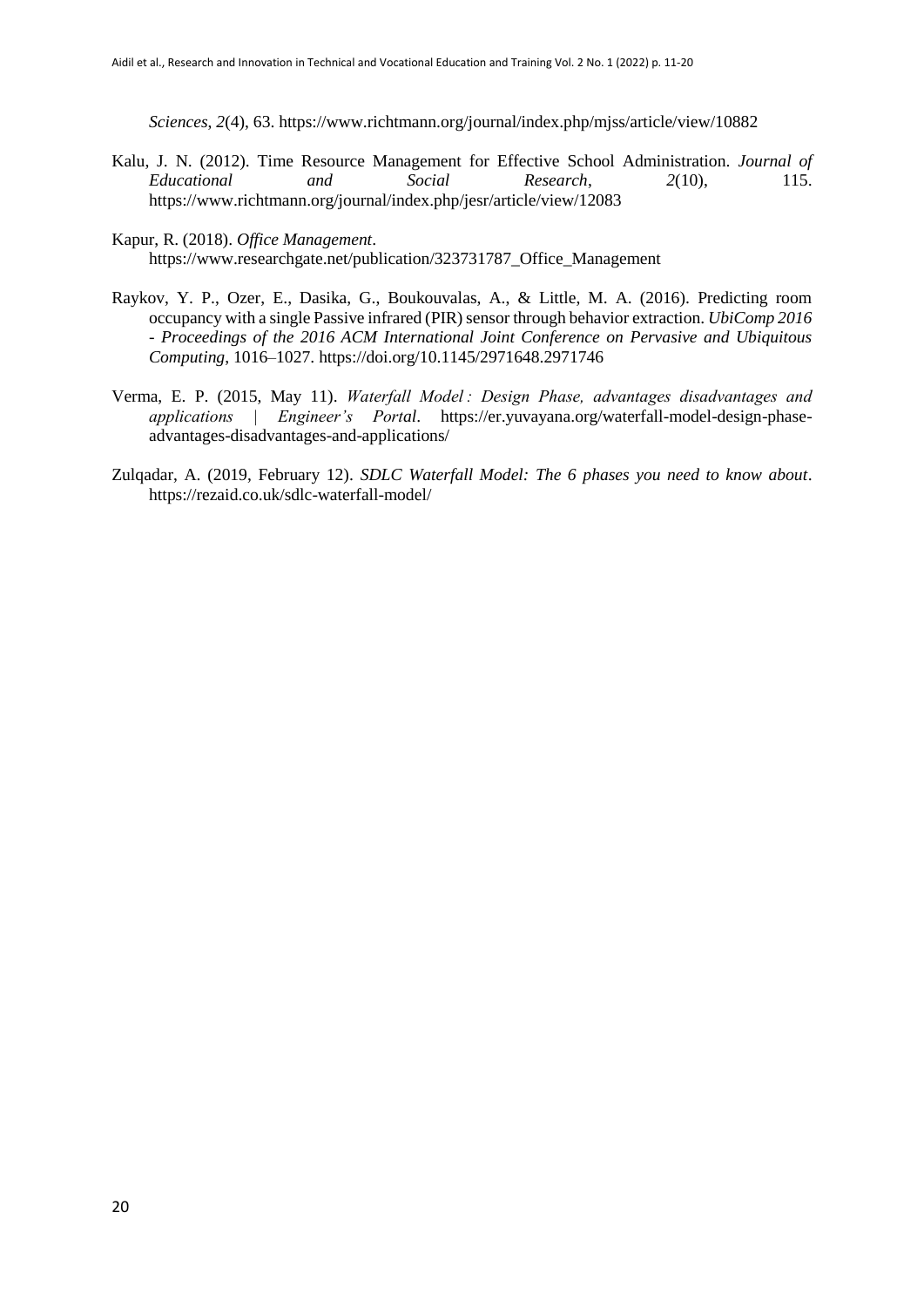*Sciences*, *2*(4), 63. https://www.richtmann.org/journal/index.php/mjss/article/view/10882

Kalu, J. N. (2012). Time Resource Management for Effective School Administration. *Journal of Educational and Social Research*, *2*(10), 115. https://www.richtmann.org/journal/index.php/jesr/article/view/12083

Kapur, R. (2018). *Office Management*. https://www.researchgate.net/publication/323731787_Office_Management

Raykov, Y. P., Ozer, E., Dasika, G., Boukouvalas, A., & Little, M. A. (2016). Predicting room occupancy with a single Passive infrared (PIR) sensor through behavior extraction. *UbiComp 2016 - Proceedings of the 2016 ACM International Joint Conference on Pervasive and Ubiquitous Computing*, 1016–1027. https://doi.org/10.1145/2971648.2971746

Verma, E. P. (2015, May 11). *Waterfall Model : Design Phase, advantages disadvantages and applications | Engineer's Portal*. https://er.yuvayana.org/waterfall-model-design-phase-advantages-disadvantages-and-applications/

Zulqadar, A. (2019, February 12). *SDLC Waterfall Model: The 6 phases you need to know about*. https://rezaid.co.uk/sdlc-waterfall-model/